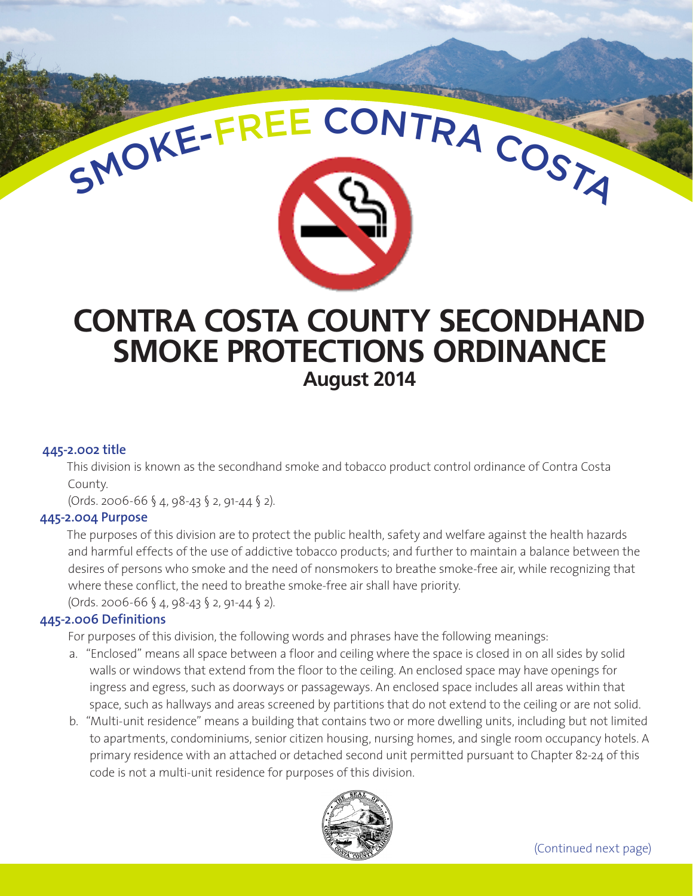SMOKE-FREE CONTRA COSTA

# CONTRA COSTA COUNTY SECONDHAND SMOKE PROTECTIONS ORDINANCE

**August 2014**

### 445-2.002 title

This division is known as the secondhand smoke and tobacco product control ordinance of Contra Costa County.

(Ords. 2006-66 § 4, 98-43 § 2, 91-44 § 2).

### 445-2.004 Purpose

The purposes of this division are to protect the public health, safety and welfare against the health hazards and harmful effects of the use of addictive tobacco products; and further to maintain a balance between the desires of persons who smoke and the need of nonsmokers to breathe smoke-free air, while recognizing that where these conflict, the need to breathe smoke-free air shall have priority.

(Ords. 2006-66 § 4, 98-43 § 2, 91-44 § 2).

### 445-2.006 Definitions

For purposes of this division, the following words and phrases have the following meanings:

a. "Enclosed" means all space between a floor and ceiling where the space is closed in on all sides by solid walls or windows that extend from the floor to the ceiling. An enclosed space may have openings for ingress and egress, such as doorways or passageways. An enclosed space includes all areas within that space, such as hallways and areas screened by partitions that do not extend to the ceiling or are not solid.

b. "Multi-unit residence" means a building that contains two or more dwelling units, including but not limited to apartments, condominiums, senior citizen housing, nursing homes, and single room occupancy hotels. A primary residence with an attached or detached second unit permitted pursuant to Chapter 82-24 of this code is not a multi-unit residence for purposes of this division.

(Continued next page)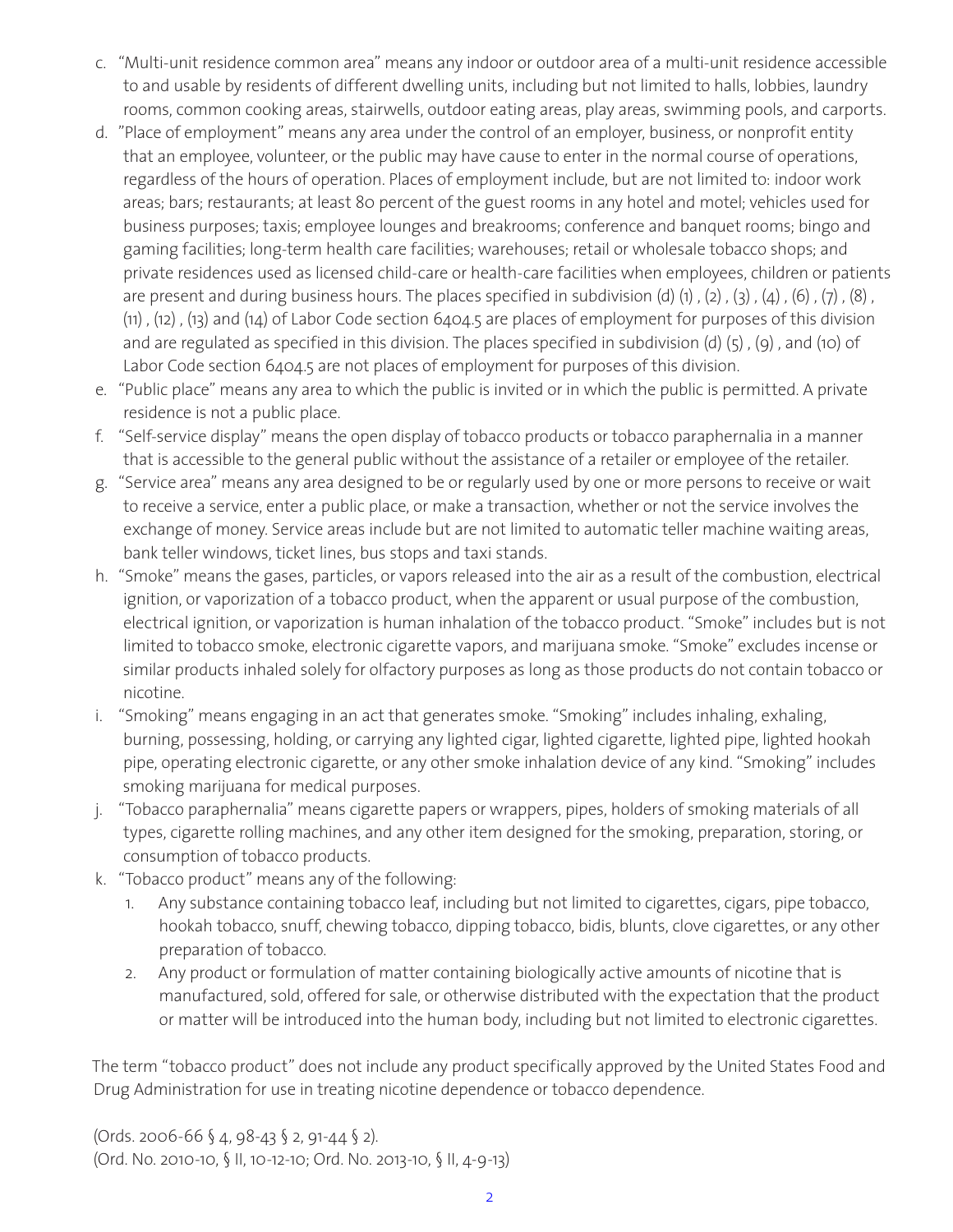c. “Multi-unit residence common area” means any indoor or outdoor area of a multi-unit residence accessible to and usable by residents of different dwelling units, including but not limited to halls, lobbies, laundry rooms, common cooking areas, stairwells, outdoor eating areas, play areas, swimming pools, and carports.

d. ”Place of employment” means any area under the control of an employer, business, or nonprofit entity that an employee, volunteer, or the public may have cause to enter in the normal course of operations, regardless of the hours of operation. Places of employment include, but are not limited to: indoor work areas; bars; restaurants; at least 80 percent of the guest rooms in any hotel and motel; vehicles used for business purposes; taxis; employee lounges and breakrooms; conference and banquet rooms; bingo and gaming facilities; long-term health care facilities; warehouses; retail or wholesale tobacco shops; and private residences used as licensed child-care or health-care facilities when employees, children or patients are present and during business hours. The places specified in subdivision (d) (1) , (2) , (3) , (4) , (6) , (7) , (8) , (11) , (12) , (13) and (14) of Labor Code section 6404.5 are places of employment for purposes of this division and are regulated as specified in this division. The places specified in subdivision (d) (5) , (9) , and (10) of Labor Code section 6404.5 are not places of employment for purposes of this division.

e. “Public place” means any area to which the public is invited or in which the public is permitted. A private residence is not a public place.

f. “Self-service display” means the open display of tobacco products or tobacco paraphernalia in a manner that is accessible to the general public without the assistance of a retailer or employee of the retailer.

g. “Service area” means any area designed to be or regularly used by one or more persons to receive or wait to receive a service, enter a public place, or make a transaction, whether or not the service involves the exchange of money. Service areas include but are not limited to automatic teller machine waiting areas, bank teller windows, ticket lines, bus stops and taxi stands.

h. “Smoke” means the gases, particles, or vapors released into the air as a result of the combustion, electrical ignition, or vaporization of a tobacco product, when the apparent or usual purpose of the combustion, electrical ignition, or vaporization is human inhalation of the tobacco product. “Smoke” includes but is not limited to tobacco smoke, electronic cigarette vapors, and marijuana smoke. “Smoke” excludes incense or similar products inhaled solely for olfactory purposes as long as those products do not contain tobacco or nicotine.

i. “Smoking” means engaging in an act that generates smoke. “Smoking” includes inhaling, exhaling, burning, possessing, holding, or carrying any lighted cigar, lighted cigarette, lighted pipe, lighted hookah pipe, operating electronic cigarette, or any other smoke inhalation device of any kind. “Smoking” includes smoking marijuana for medical purposes.

j. “Tobacco paraphernalia” means cigarette papers or wrappers, pipes, holders of smoking materials of all types, cigarette rolling machines, and any other item designed for the smoking, preparation, storing, or consumption of tobacco products.

k. “Tobacco product” means any of the following:
   1. Any substance containing tobacco leaf, including but not limited to cigarettes, cigars, pipe tobacco, hookah tobacco, snuff, chewing tobacco, dipping tobacco, bidis, blunts, clove cigarettes, or any other preparation of tobacco.
   2. Any product or formulation of matter containing biologically active amounts of nicotine that is manufactured, sold, offered for sale, or otherwise distributed with the expectation that the product or matter will be introduced into the human body, including but not limited to electronic cigarettes.

The term “tobacco product” does not include any product specifically approved by the United States Food and Drug Administration for use in treating nicotine dependence or tobacco dependence.

(Ords. 2006-66 § 4, 98-43 § 2, 91-44 § 2).
(Ord. No. 2010-10, § II, 10-12-10; Ord. No. 2013-10, § II, 4-9-13)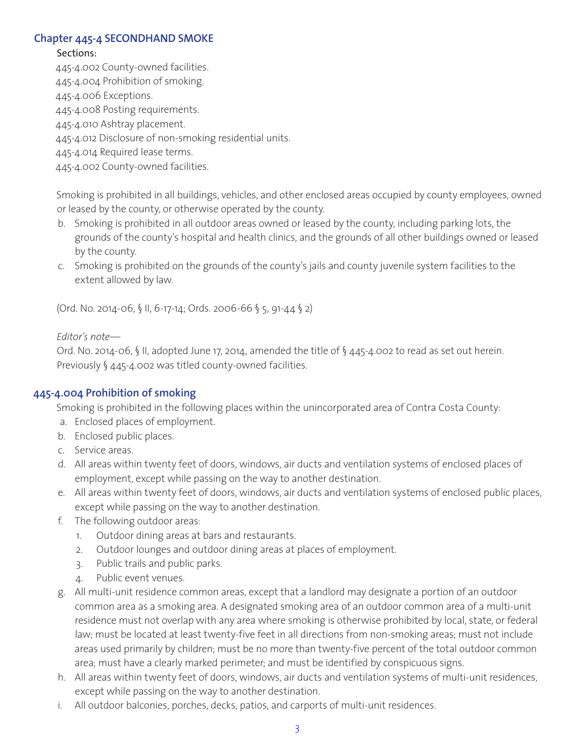## Chapter 445-4 SECONDHAND SMOKE

Sections:

445-4.002 County-owned facilities.
445-4.004 Prohibition of smoking.
445-4.006 Exceptions.
445-4.008 Posting requirements.
445-4.010 Ashtray placement.
445-4.012 Disclosure of non-smoking residential units.
445-4.014 Required lease terms.
445-4.002 County-owned facilities.

Smoking is prohibited in all buildings, vehicles, and other enclosed areas occupied by county employees, owned or leased by the county, or otherwise operated by the county.

b. Smoking is prohibited in all outdoor areas owned or leased by the county, including parking lots, the grounds of the county's hospital and health clinics, and the grounds of all other buildings owned or leased by the county.

c. Smoking is prohibited on the grounds of the county's jails and county juvenile system facilities to the extent allowed by law.

(Ord. No. 2014-06, § II, 6-17-14; Ords. 2006-66 § 5, 91-44 § 2)

*Editor's note—*

Ord. No. 2014-06, § II, adopted June 17, 2014, amended the title of § 445-4.002 to read as set out herein. Previously § 445-4.002 was titled county-owned facilities.

## 445-4.004 Prohibition of smoking

Smoking is prohibited in the following places within the unincorporated area of Contra Costa County:

a. Enclosed places of employment.
b. Enclosed public places.
c. Service areas.
d. All areas within twenty feet of doors, windows, air ducts and ventilation systems of enclosed places of employment, except while passing on the way to another destination.
e. All areas within twenty feet of doors, windows, air ducts and ventilation systems of enclosed public places, except while passing on the way to another destination.
f. The following outdoor areas:
   1. Outdoor dining areas at bars and restaurants.
   2. Outdoor lounges and outdoor dining areas at places of employment.
   3. Public trails and public parks.
   4. Public event venues.
g. All multi-unit residence common areas, except that a landlord may designate a portion of an outdoor common area as a smoking area. A designated smoking area of an outdoor common area of a multi-unit residence must not overlap with any area where smoking is otherwise prohibited by local, state, or federal law; must be located at least twenty-five feet in all directions from non-smoking areas; must not include areas used primarily by children; must be no more than twenty-five percent of the total outdoor common area; must have a clearly marked perimeter; and must be identified by conspicuous signs.
h. All areas within twenty feet of doors, windows, air ducts and ventilation systems of multi-unit residences, except while passing on the way to another destination.
i. All outdoor balconies, porches, decks, patios, and carports of multi-unit residences.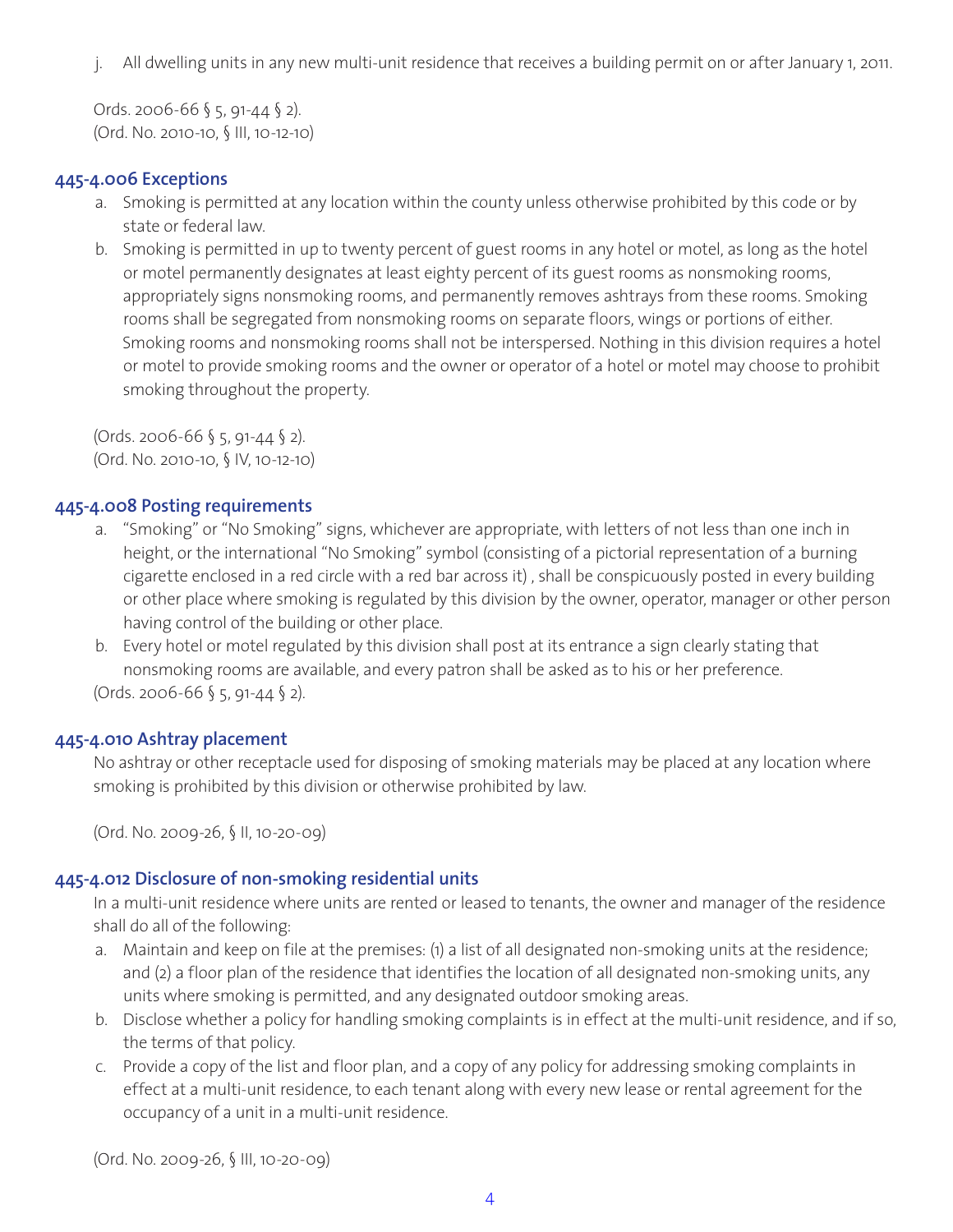j. All dwelling units in any new multi-unit residence that receives a building permit on or after January 1, 2011.

Ords. 2006-66 § 5, 91-44 § 2).
(Ord. No. 2010-10, § III, 10-12-10)

### 445-4.006 Exceptions

a. Smoking is permitted at any location within the county unless otherwise prohibited by this code or by state or federal law.
b. Smoking is permitted in up to twenty percent of guest rooms in any hotel or motel, as long as the hotel or motel permanently designates at least eighty percent of its guest rooms as nonsmoking rooms, appropriately signs nonsmoking rooms, and permanently removes ashtrays from these rooms. Smoking rooms shall be segregated from nonsmoking rooms on separate floors, wings or portions of either. Smoking rooms and nonsmoking rooms shall not be interspersed. Nothing in this division requires a hotel or motel to provide smoking rooms and the owner or operator of a hotel or motel may choose to prohibit smoking throughout the property.

(Ords. 2006-66 § 5, 91-44 § 2).
(Ord. No. 2010-10, § IV, 10-12-10)

### 445-4.008 Posting requirements

a. "Smoking" or "No Smoking" signs, whichever are appropriate, with letters of not less than one inch in height, or the international "No Smoking" symbol (consisting of a pictorial representation of a burning cigarette enclosed in a red circle with a red bar across it) , shall be conspicuously posted in every building or other place where smoking is regulated by this division by the owner, operator, manager or other person having control of the building or other place.
b. Every hotel or motel regulated by this division shall post at its entrance a sign clearly stating that nonsmoking rooms are available, and every patron shall be asked as to his or her preference.

(Ords. 2006-66 § 5, 91-44 § 2).

### 445-4.010 Ashtray placement

No ashtray or other receptacle used for disposing of smoking materials may be placed at any location where smoking is prohibited by this division or otherwise prohibited by law.

(Ord. No. 2009-26, § II, 10-20-09)

### 445-4.012 Disclosure of non-smoking residential units

In a multi-unit residence where units are rented or leased to tenants, the owner and manager of the residence shall do all of the following:

a. Maintain and keep on file at the premises: (1) a list of all designated non-smoking units at the residence; and (2) a floor plan of the residence that identifies the location of all designated non-smoking units, any units where smoking is permitted, and any designated outdoor smoking areas.
b. Disclose whether a policy for handling smoking complaints is in effect at the multi-unit residence, and if so, the terms of that policy.
c. Provide a copy of the list and floor plan, and a copy of any policy for addressing smoking complaints in effect at a multi-unit residence, to each tenant along with every new lease or rental agreement for the occupancy of a unit in a multi-unit residence.

(Ord. No. 2009-26, § III, 10-20-09)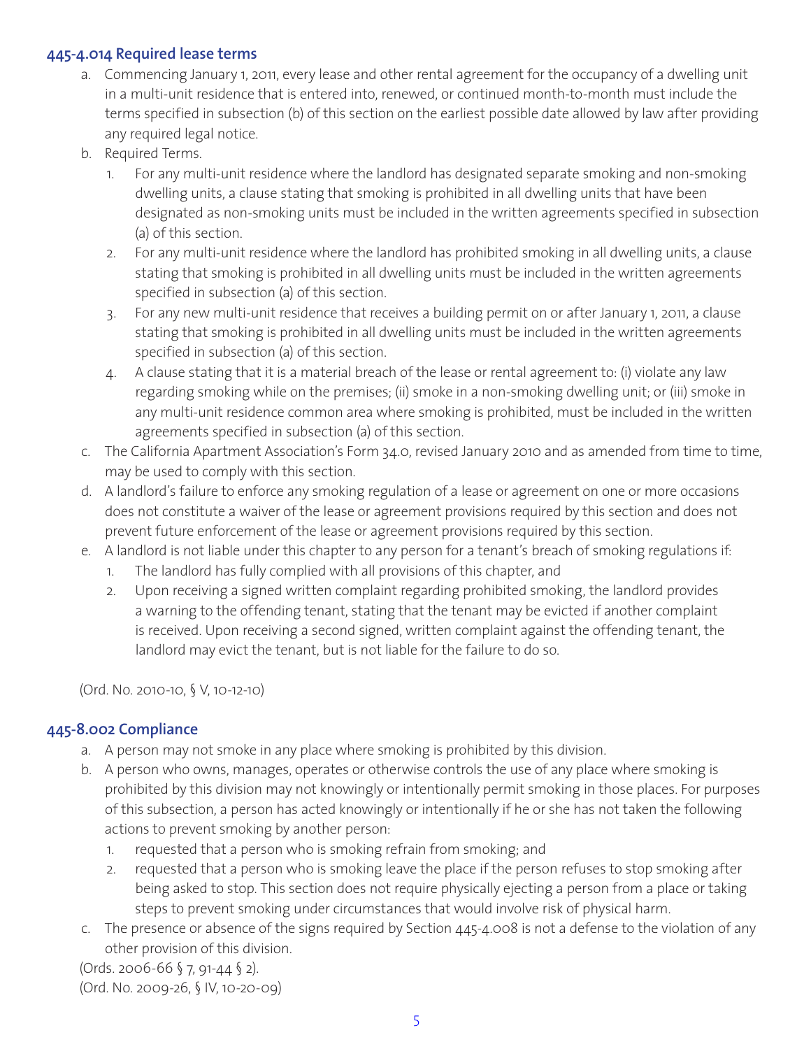### 445-4.014 Required lease terms

a. Commencing January 1, 2011, every lease and other rental agreement for the occupancy of a dwelling unit in a multi-unit residence that is entered into, renewed, or continued month-to-month must include the terms specified in subsection (b) of this section on the earliest possible date allowed by law after providing any required legal notice.

b. Required Terms.

   1. For any multi-unit residence where the landlord has designated separate smoking and non-smoking dwelling units, a clause stating that smoking is prohibited in all dwelling units that have been designated as non-smoking units must be included in the written agreements specified in subsection (a) of this section.
   2. For any multi-unit residence where the landlord has prohibited smoking in all dwelling units, a clause stating that smoking is prohibited in all dwelling units must be included in the written agreements specified in subsection (a) of this section.
   3. For any new multi-unit residence that receives a building permit on or after January 1, 2011, a clause stating that smoking is prohibited in all dwelling units must be included in the written agreements specified in subsection (a) of this section.
   4. A clause stating that it is a material breach of the lease or rental agreement to: (i) violate any law regarding smoking while on the premises; (ii) smoke in a non-smoking dwelling unit; or (iii) smoke in any multi-unit residence common area where smoking is prohibited, must be included in the written agreements specified in subsection (a) of this section.

c. The California Apartment Association's Form 34.0, revised January 2010 and as amended from time to time, may be used to comply with this section.

d. A landlord's failure to enforce any smoking regulation of a lease or agreement on one or more occasions does not constitute a waiver of the lease or agreement provisions required by this section and does not prevent future enforcement of the lease or agreement provisions required by this section.

e. A landlord is not liable under this chapter to any person for a tenant's breach of smoking regulations if:

   1. The landlord has fully complied with all provisions of this chapter, and
   2. Upon receiving a signed written complaint regarding prohibited smoking, the landlord provides a warning to the offending tenant, stating that the tenant may be evicted if another complaint is received. Upon receiving a second signed, written complaint against the offending tenant, the landlord may evict the tenant, but is not liable for the failure to do so.

(Ord. No. 2010-10, § V, 10-12-10)

### 445-8.002 Compliance

a. A person may not smoke in any place where smoking is prohibited by this division.

b. A person who owns, manages, operates or otherwise controls the use of any place where smoking is prohibited by this division may not knowingly or intentionally permit smoking in those places. For purposes of this subsection, a person has acted knowingly or intentionally if he or she has not taken the following actions to prevent smoking by another person:

   1. requested that a person who is smoking refrain from smoking; and
   2. requested that a person who is smoking leave the place if the person refuses to stop smoking after being asked to stop. This section does not require physically ejecting a person from a place or taking steps to prevent smoking under circumstances that would involve risk of physical harm.

c. The presence or absence of the signs required by Section 445-4.008 is not a defense to the violation of any other provision of this division.

(Ords. 2006-66 § 7, 91-44 § 2).
(Ord. No. 2009-26, § IV, 10-20-09)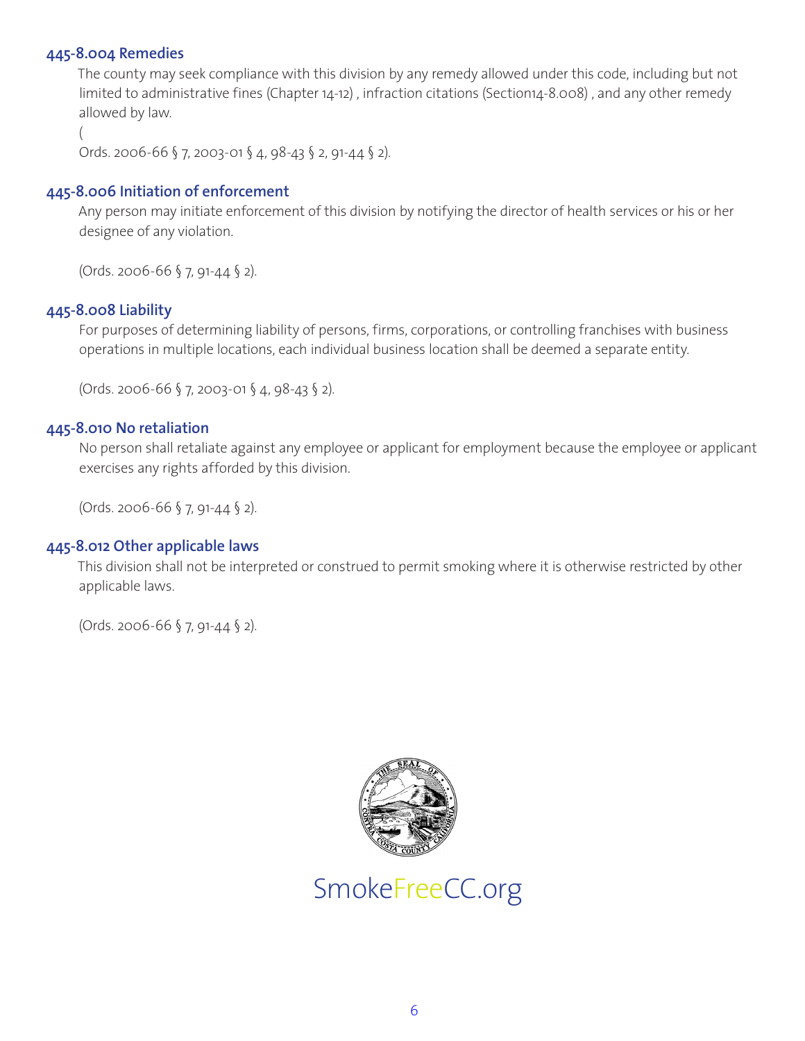### 445-8.004 Remedies

The county may seek compliance with this division by any remedy allowed under this code, including but not limited to administrative fines (Chapter 14-12) , infraction citations (Section14-8.008) , and any other remedy allowed by law.

(
Ords. 2006-66 § 7, 2003-01 § 4, 98-43 § 2, 91-44 § 2).

### 445-8.006 Initiation of enforcement

Any person may initiate enforcement of this division by notifying the director of health services or his or her designee of any violation.

(Ords. 2006-66 § 7, 91-44 § 2).

### 445-8.008 Liability

For purposes of determining liability of persons, firms, corporations, or controlling franchises with business operations in multiple locations, each individual business location shall be deemed a separate entity.

(Ords. 2006-66 § 7, 2003-01 § 4, 98-43 § 2).

### 445-8.010 No retaliation

No person shall retaliate against any employee or applicant for employment because the employee or applicant exercises any rights afforded by this division.

(Ords. 2006-66 § 7, 91-44 § 2).

### 445-8.012 Other applicable laws

This division shall not be interpreted or construed to permit smoking where it is otherwise restricted by other applicable laws.

(Ords. 2006-66 § 7, 91-44 § 2).

THE SEAL OF CONTRA COSTA COUNTY CALIFORNIA

SmokeFreeCC.org